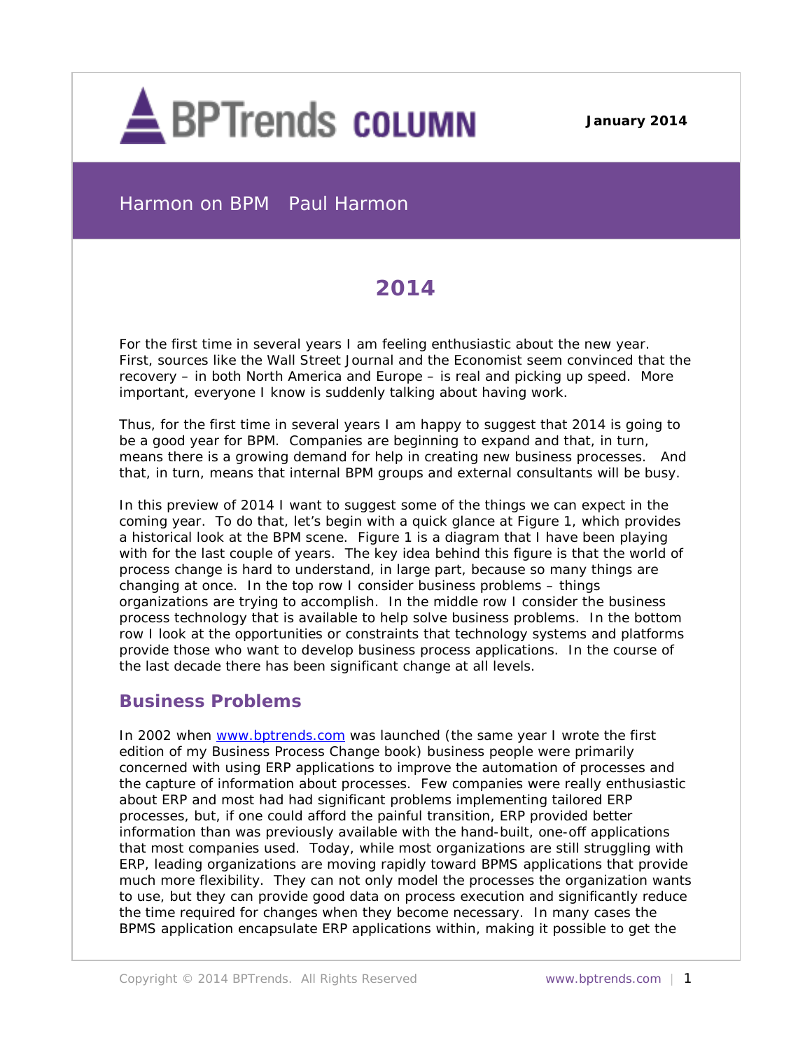BPTrends COLUMN

January 2014

Harmon on BPM   Paul Harmon

# 2014

For the first time in several years I am feeling enthusiastic about the new year. First, sources like the Wall Street Journal and the Economist seem convinced that the recovery – in both North America and Europe – is real and picking up speed. More important, everyone I know is suddenly talking about having work.

Thus, for the first time in several years I am happy to suggest that 2014 is going to be a good year for BPM. Companies are beginning to expand and that, in turn, means there is a growing demand for help in creating new business processes. And that, in turn, means that internal BPM groups and external consultants will be busy.

In this preview of 2014 I want to suggest some of the things we can expect in the coming year. To do that, let's begin with a quick glance at Figure 1, which provides a historical look at the BPM scene. Figure 1 is a diagram that I have been playing with for the last couple of years. The key idea behind this figure is that the world of process change is hard to understand, in large part, because so many things are changing at once. In the top row I consider business problems – things organizations are trying to accomplish. In the middle row I consider the business process technology that is available to help solve business problems. In the bottom row I look at the opportunities or constraints that technology systems and platforms provide those who want to develop business process applications. In the course of the last decade there has been significant change at all levels.

## Business Problems

In 2002 when www.bptrends.com was launched (the same year I wrote the first edition of my Business Process Change book) business people were primarily concerned with using ERP applications to improve the automation of processes and the capture of information about processes. Few companies were really enthusiastic about ERP and most had had significant problems implementing tailored ERP processes, but, if one could afford the painful transition, ERP provided better information than was previously available with the hand-built, one-off applications that most companies used. Today, while most organizations are still struggling with ERP, leading organizations are moving rapidly toward BPMS applications that provide much more flexibility. They can not only model the processes the organization wants to use, but they can provide good data on process execution and significantly reduce the time required for changes when they become necessary. In many cases the BPMS application encapsulate ERP applications within, making it possible to get the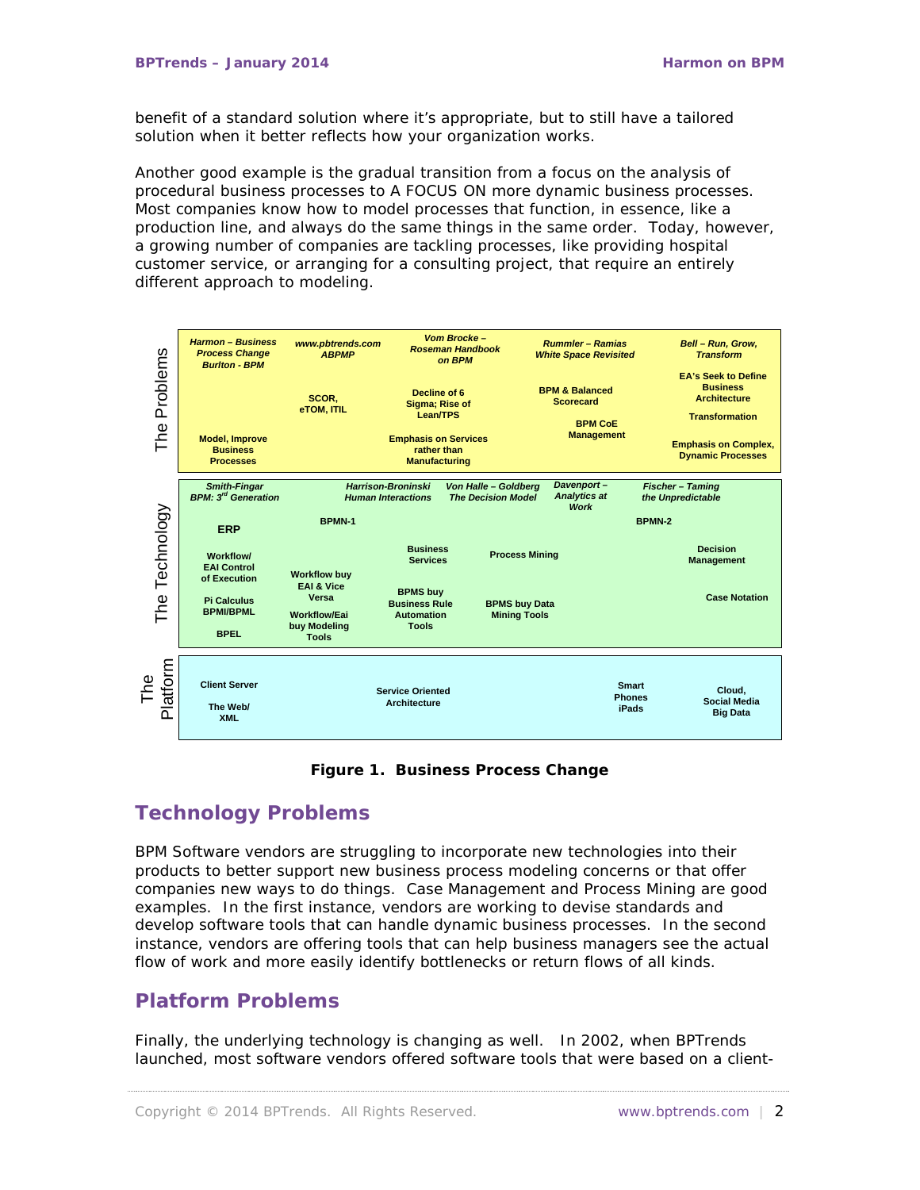benefit of a standard solution where it's appropriate, but to still have a tailored solution when it better reflects how your organization works.

Another good example is the gradual transition from a focus on the analysis of procedural business processes to A FOCUS ON more dynamic business processes. Most companies know how to model processes that function, in essence, like a production line, and always do the same things in the same order. Today, however, a growing number of companies are tackling processes, like providing hospital customer service, or arranging for a consulting project, that require an entirely different approach to modeling.

| | | | | | |
|---|---|---|---|---|---|
| **The Problems** | *Harmon – Business Process Change* *Burlton - BPM* Model, Improve Business Processes | *www.pbtrends.com* *ABPMP* SCOR, eTOM, ITIL | *Vom Brocke – Roseman Handbook on BPM* Decline of 6 Sigma; Rise of Lean/TPS Emphasis on Services rather than Manufacturing | *Rummler – Ramias White Space Revisited* BPM & Balanced Scorecard BPM CoE Management | *Bell – Run, Grow, Transform* EA's Seek to Define Business Architecture Transformation Emphasis on Complex, Dynamic Processes |
| **The Technology** | *Smith-Fingar BPM: 3rd Generation* ERP Workflow/ EAI Control of Execution Pi Calculus BPMI/BPML BPEL | BPMN-1 Workflow buy EAI & Vice Versa Workflow/Eai buy Modeling Tools | *Harrison-Broninski Human Interactions* Business Services BPMS buy Business Rule Automation Tools | *Von Halle – Goldberg The Decision Model* Process Mining BPMS buy Data Mining Tools | *Davenport – Analytics at Work* *Fischer – Taming the Unpredictable* BPMN-2 Decision Management Case Notation |
| **The Platform** | Client Server The Web/ XML | | Service Oriented Architecture | Smart Phones iPads | Cloud, Social Media Big Data |

**Figure 1. Business Process Change**

## Technology Problems

BPM Software vendors are struggling to incorporate new technologies into their products to better support new business process modeling concerns or that offer companies new ways to do things. Case Management and Process Mining are good examples. In the first instance, vendors are working to devise standards and develop software tools that can handle dynamic business processes. In the second instance, vendors are offering tools that can help business managers see the actual flow of work and more easily identify bottlenecks or return flows of all kinds.

## Platform Problems

Finally, the underlying technology is changing as well. In 2002, when BPTrends launched, most software vendors offered software tools that were based on a client-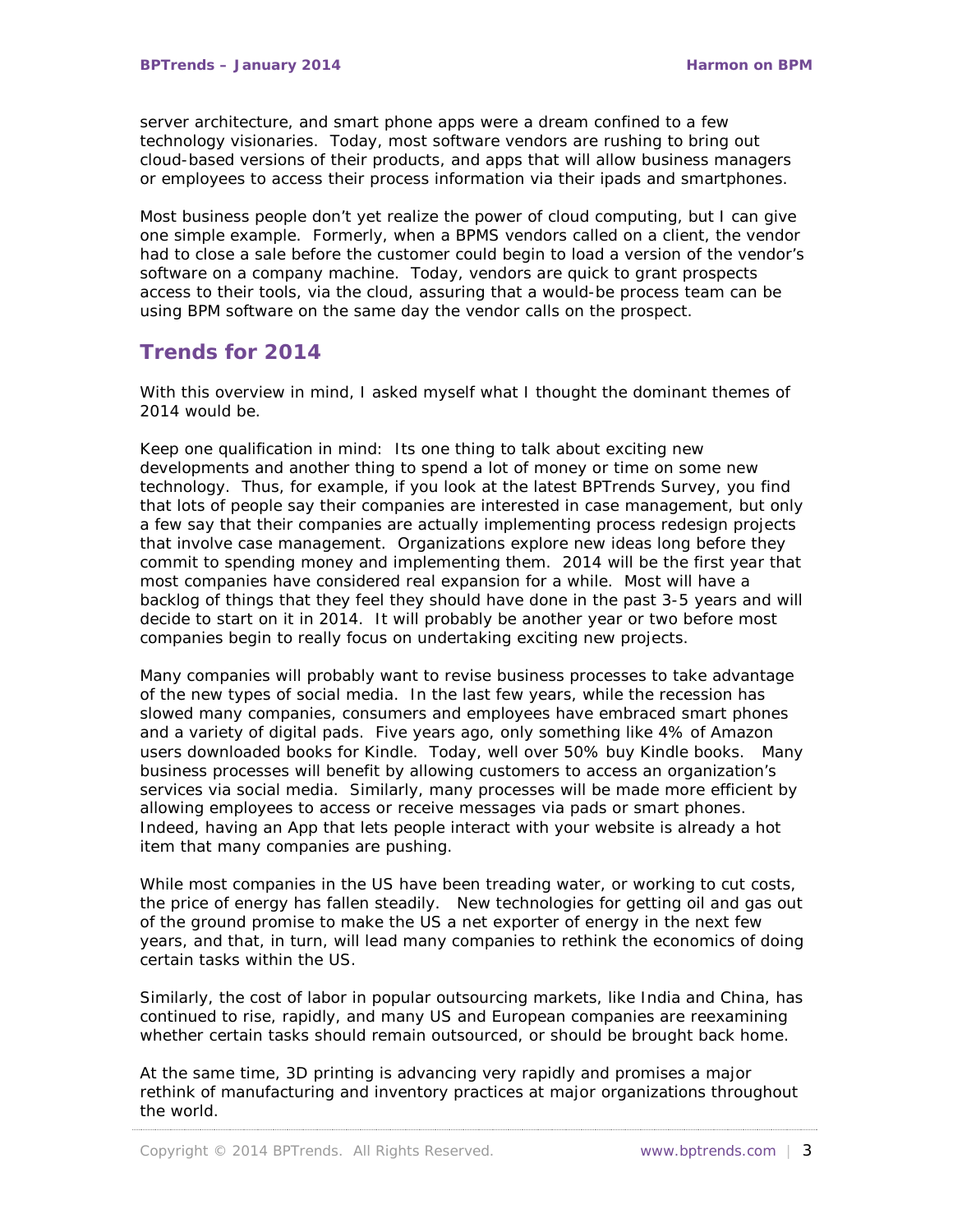server architecture, and smart phone apps were a dream confined to a few technology visionaries. Today, most software vendors are rushing to bring out cloud-based versions of their products, and apps that will allow business managers or employees to access their process information via their ipads and smartphones.

Most business people don't yet realize the power of cloud computing, but I can give one simple example. Formerly, when a BPMS vendors called on a client, the vendor had to close a sale before the customer could begin to load a version of the vendor's software on a company machine. Today, vendors are quick to grant prospects access to their tools, via the cloud, assuring that a would-be process team can be using BPM software on the same day the vendor calls on the prospect.

## Trends for 2014

With this overview in mind, I asked myself what I thought the dominant themes of 2014 would be.

Keep one qualification in mind: Its one thing to talk about exciting new developments and another thing to spend a lot of money or time on some new technology. Thus, for example, if you look at the latest BPTrends Survey, you find that lots of people say their companies are interested in case management, but only a few say that their companies are actually implementing process redesign projects that involve case management. Organizations explore new ideas long before they commit to spending money and implementing them. 2014 will be the first year that most companies have considered real expansion for a while. Most will have a backlog of things that they feel they should have done in the past 3-5 years and will decide to start on it in 2014. It will probably be another year or two before most companies begin to really focus on undertaking exciting new projects.

Many companies will probably want to revise business processes to take advantage of the new types of social media. In the last few years, while the recession has slowed many companies, consumers and employees have embraced smart phones and a variety of digital pads. Five years ago, only something like 4% of Amazon users downloaded books for Kindle. Today, well over 50% buy Kindle books. Many business processes will benefit by allowing customers to access an organization's services via social media. Similarly, many processes will be made more efficient by allowing employees to access or receive messages via pads or smart phones. Indeed, having an App that lets people interact with your website is already a hot item that many companies are pushing.

While most companies in the US have been treading water, or working to cut costs, the price of energy has fallen steadily. New technologies for getting oil and gas out of the ground promise to make the US a net exporter of energy in the next few years, and that, in turn, will lead many companies to rethink the economics of doing certain tasks within the US.

Similarly, the cost of labor in popular outsourcing markets, like India and China, has continued to rise, rapidly, and many US and European companies are reexamining whether certain tasks should remain outsourced, or should be brought back home.

At the same time, 3D printing is advancing very rapidly and promises a major rethink of manufacturing and inventory practices at major organizations throughout the world.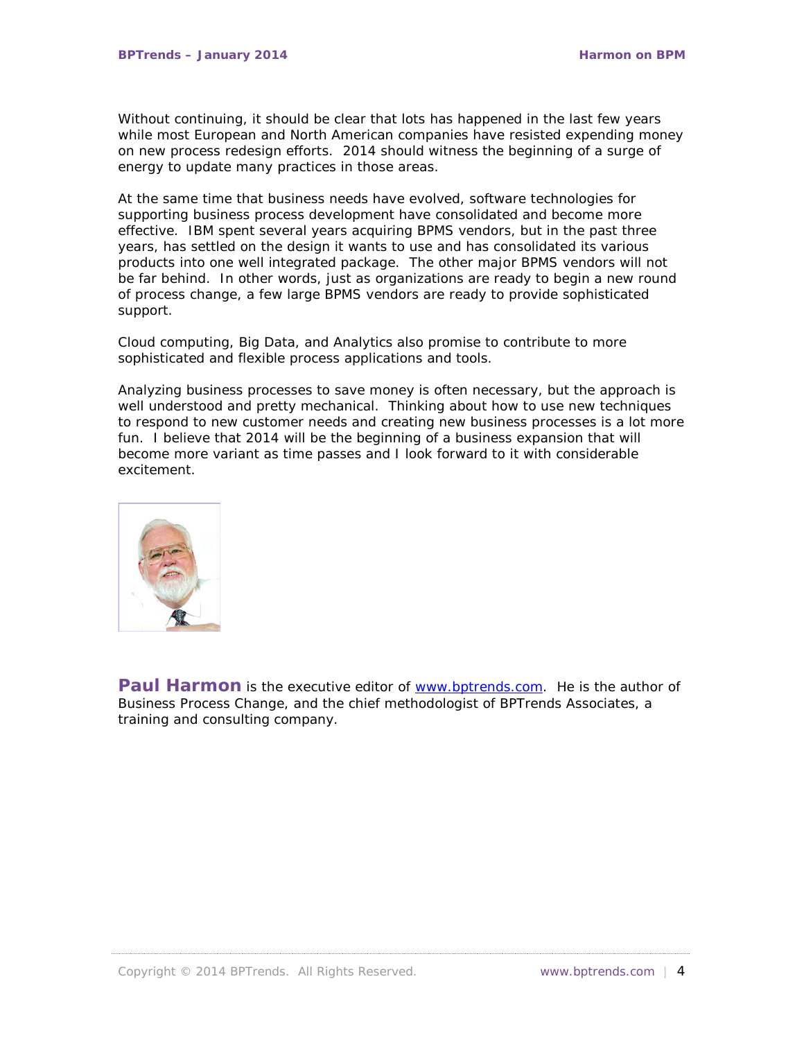Without continuing, it should be clear that lots has happened in the last few years while most European and North American companies have resisted expending money on new process redesign efforts. 2014 should witness the beginning of a surge of energy to update many practices in those areas.

At the same time that business needs have evolved, software technologies for supporting business process development have consolidated and become more effective. IBM spent several years acquiring BPMS vendors, but in the past three years, has settled on the design it wants to use and has consolidated its various products into one well integrated package. The other major BPMS vendors will not be far behind. In other words, just as organizations are ready to begin a new round of process change, a few large BPMS vendors are ready to provide sophisticated support.

Cloud computing, Big Data, and Analytics also promise to contribute to more sophisticated and flexible process applications and tools.

Analyzing business processes to save money is often necessary, but the approach is well understood and pretty mechanical. Thinking about how to use new techniques to respond to new customer needs and creating new business processes is a lot more fun. I believe that 2014 will be the beginning of a business expansion that will become more variant as time passes and I look forward to it with considerable excitement.

**Paul Harmon** is the executive editor of www.bptrends.com. He is the author of Business Process Change, and the chief methodologist of BPTrends Associates, a training and consulting company.